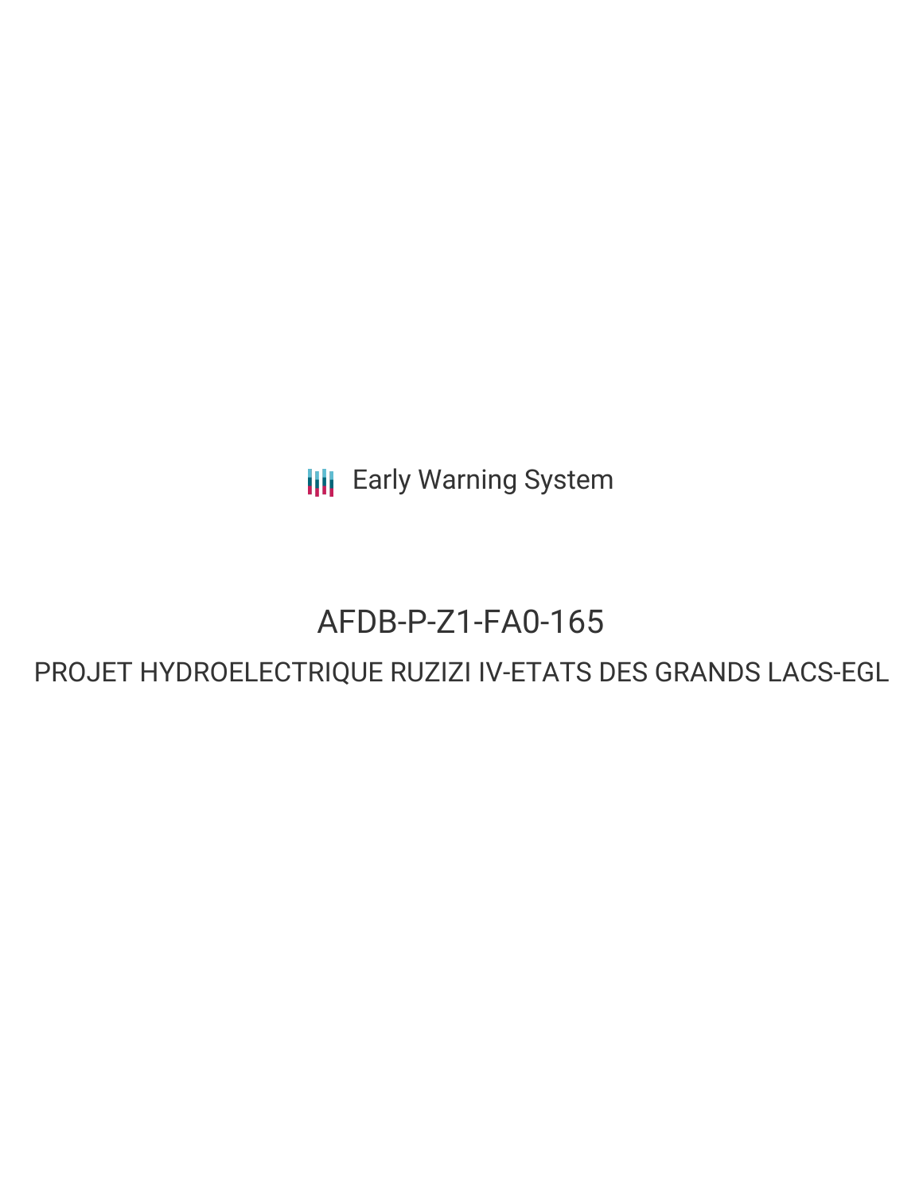Early Warning System

# AFDB-P-Z1-FA0-165

## PROJET HYDROELECTRIQUE RUZIZI IV-ETATS DES GRANDS LACS-EGL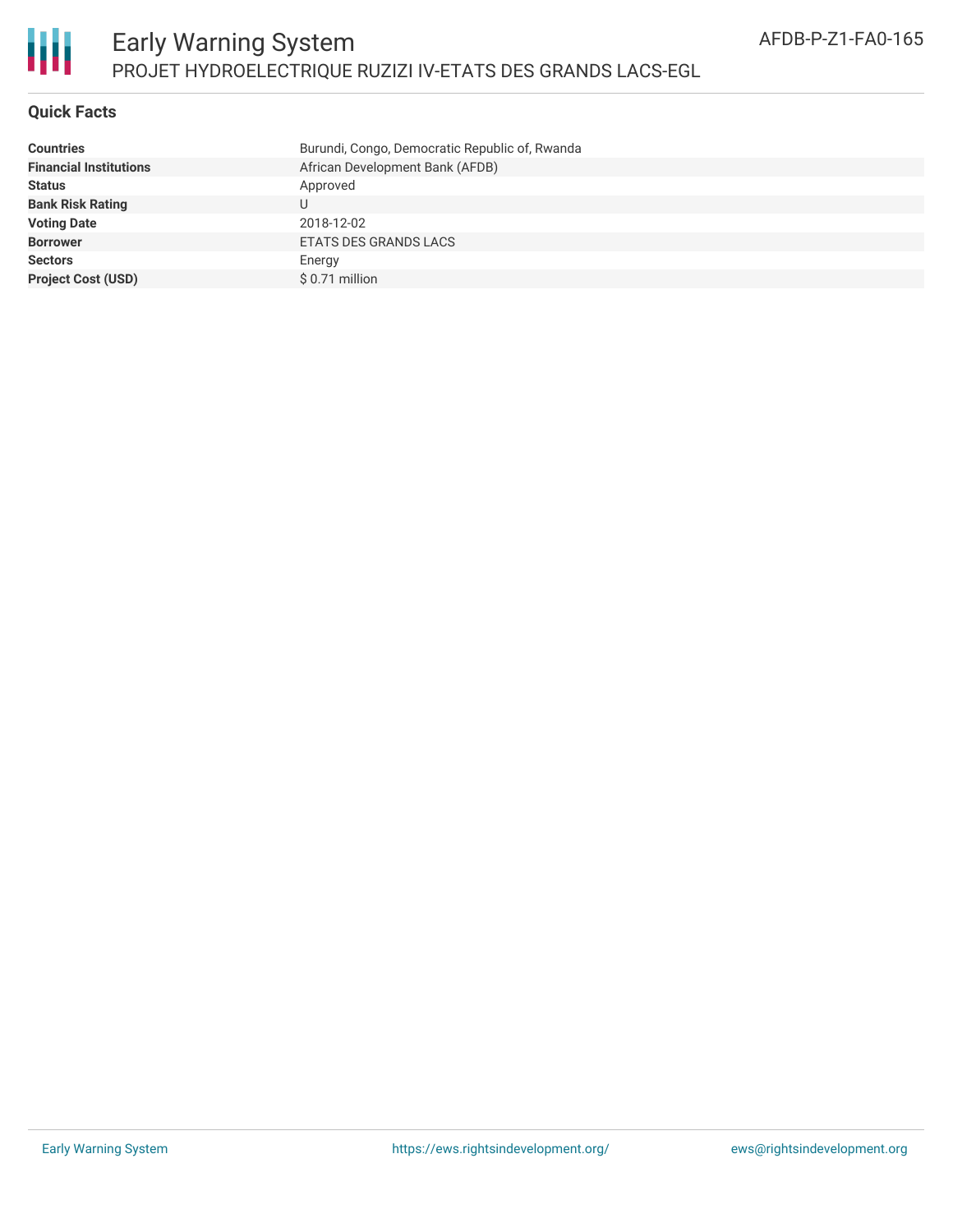# Early Warning System

## PROJET HYDROELECTRIQUE RUZIZI IV-ETATS DES GRANDS LACS-EGL

AFDB-P-Z1-FA0-165

### Quick Facts

| | |
|---|---|
| **Countries** | Burundi, Congo, Democratic Republic of, Rwanda |
| **Financial Institutions** | African Development Bank (AFDB) |
| **Status** | Approved |
| **Bank Risk Rating** | U |
| **Voting Date** | 2018-12-02 |
| **Borrower** | ETATS DES GRANDS LACS |
| **Sectors** | Energy |
| **Project Cost (USD)** | $ 0.71 million |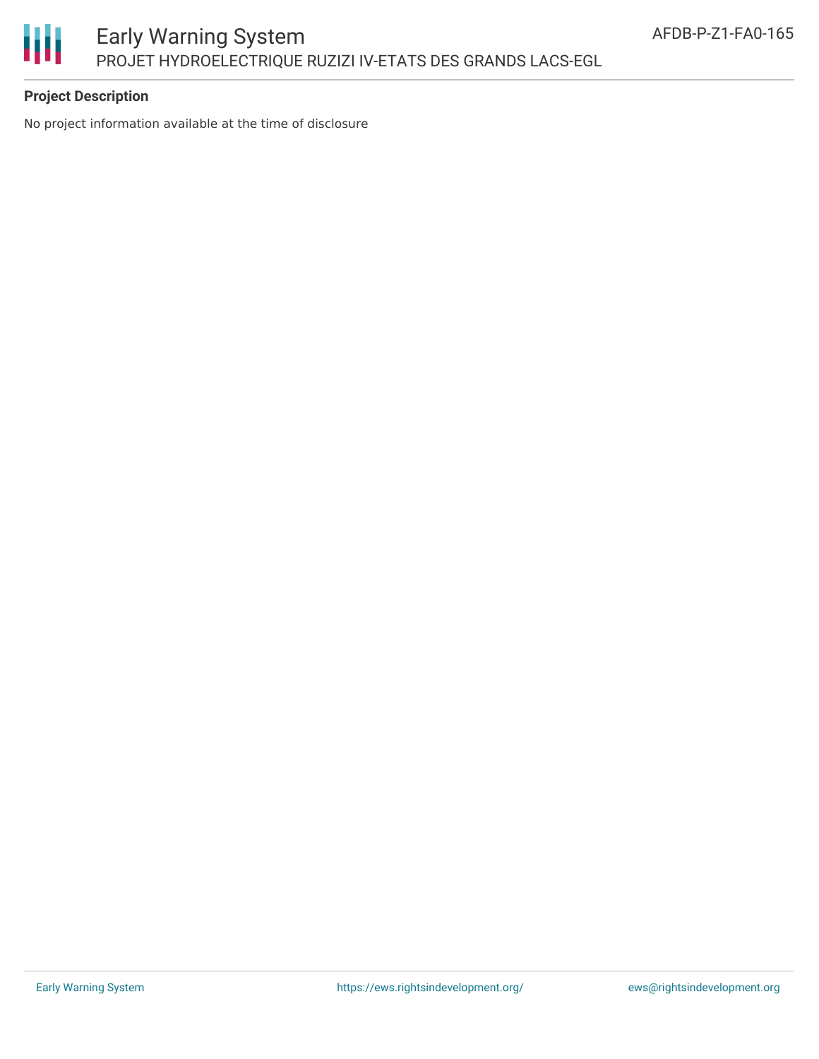**Project Description**

No project information available at the time of disclosure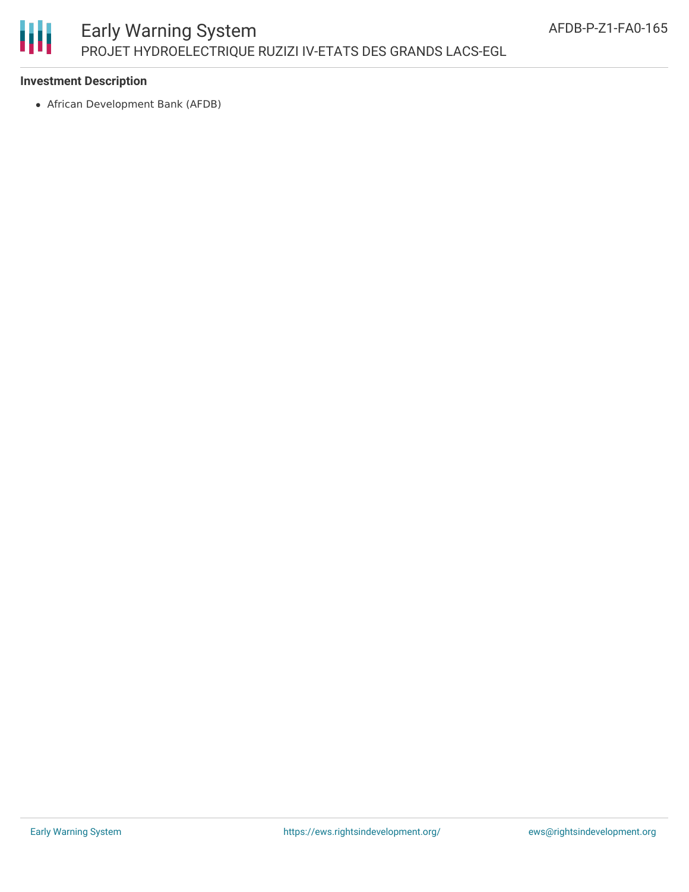**Investment Description**

- African Development Bank (AFDB)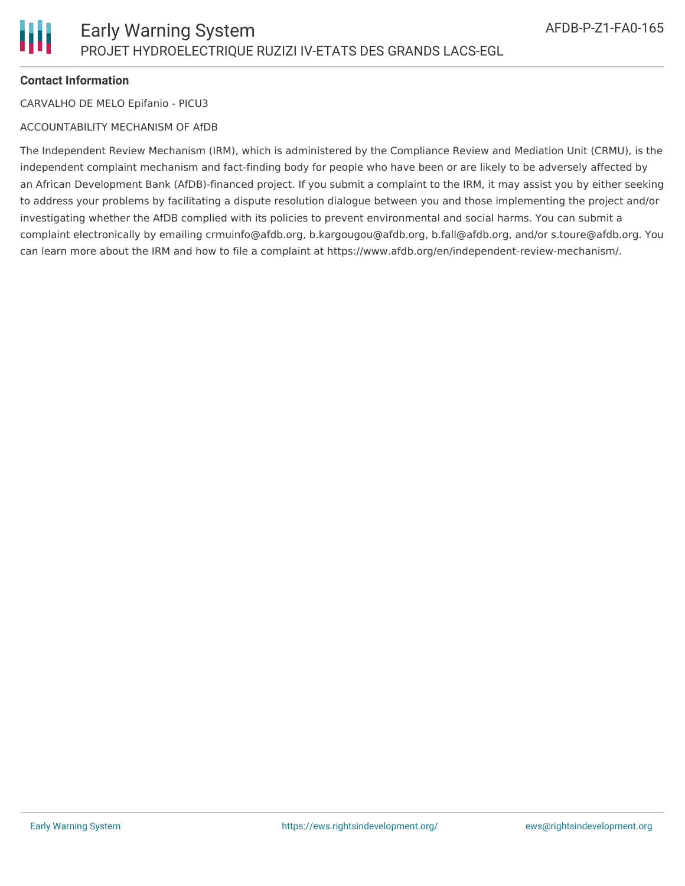**Contact Information**

CARVALHO DE MELO Epifanio - PICU3

ACCOUNTABILITY MECHANISM OF AfDB

The Independent Review Mechanism (IRM), which is administered by the Compliance Review and Mediation Unit (CRMU), is the independent complaint mechanism and fact-finding body for people who have been or are likely to be adversely affected by an African Development Bank (AfDB)-financed project. If you submit a complaint to the IRM, it may assist you by either seeking to address your problems by facilitating a dispute resolution dialogue between you and those implementing the project and/or investigating whether the AfDB complied with its policies to prevent environmental and social harms. You can submit a complaint electronically by emailing crmuinfo@afdb.org, b.kargougou@afdb.org, b.fall@afdb.org, and/or s.toure@afdb.org. You can learn more about the IRM and how to file a complaint at https://www.afdb.org/en/independent-review-mechanism/.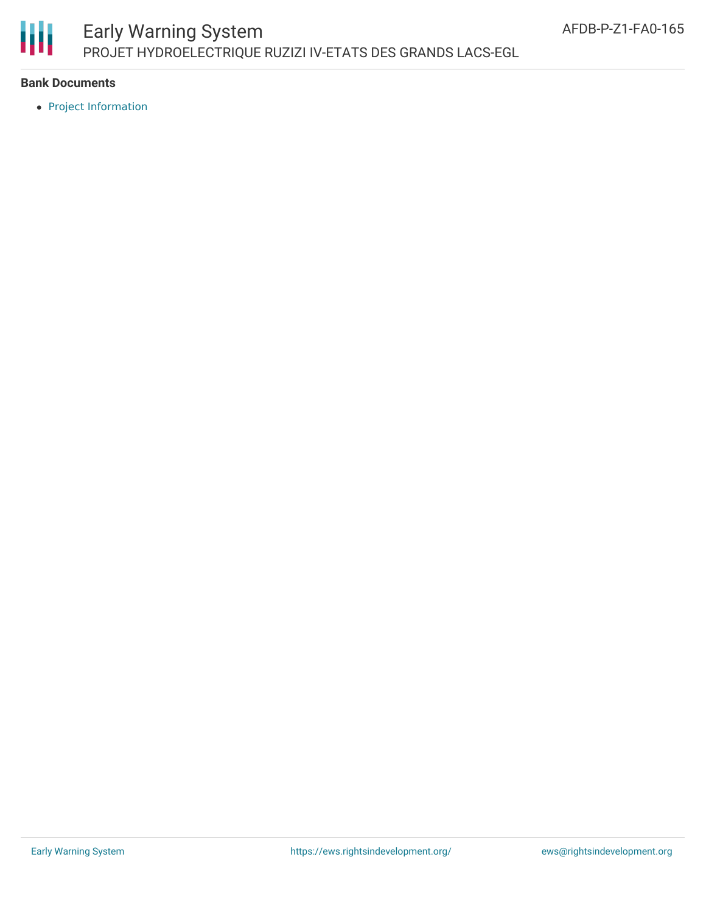**Bank Documents**

- Project Information